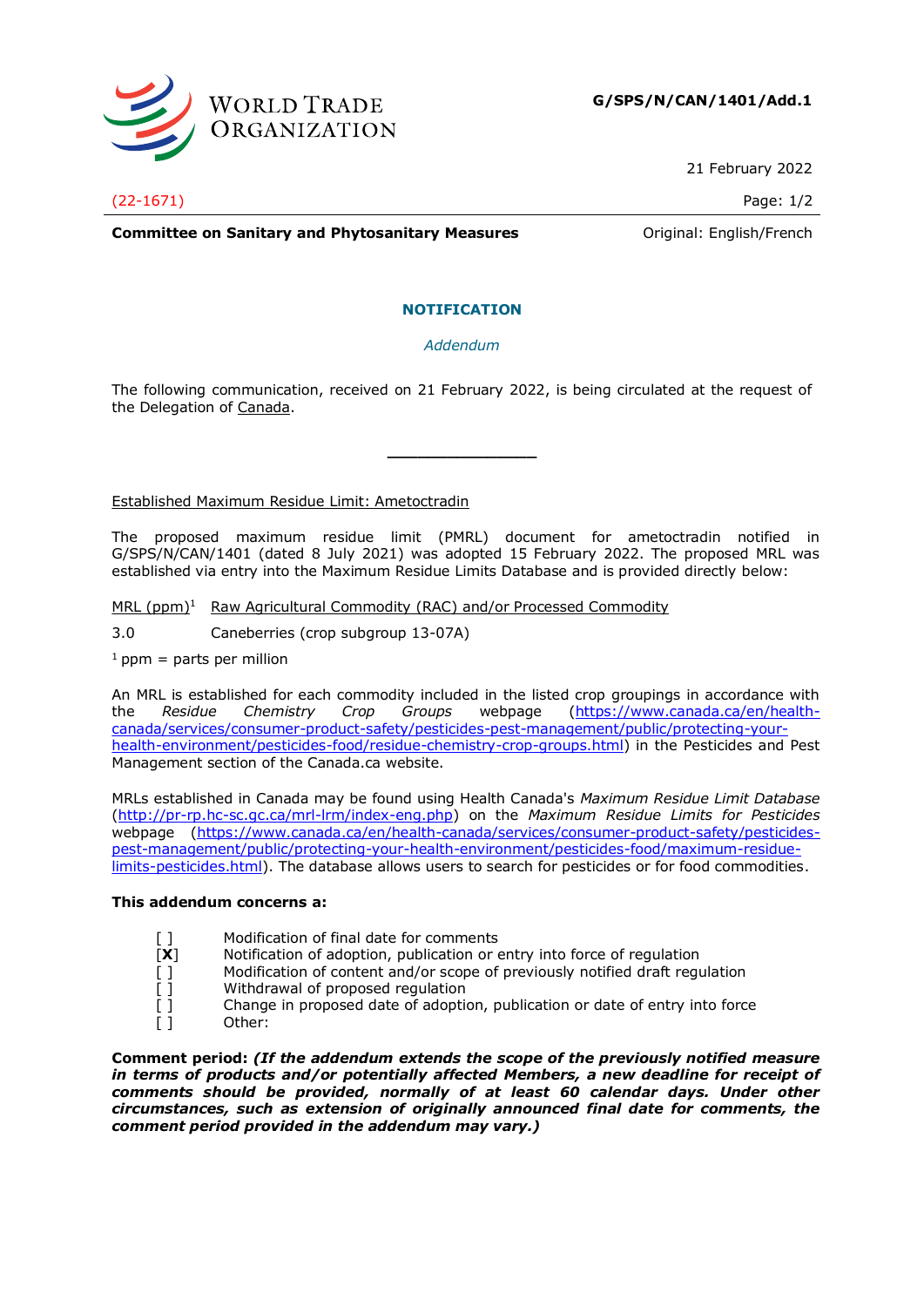G/SPS/N/CAN/1401/Add.1

21 February 2022

(22-1671)

**Committee on Sanitary and Phytosanitary Measures** Original: English/French

## NOTIFICATION

*Addendum*

The following communication, received on 21 February 2022, is being circulated at the request of the Delegation of Canada.

---

Established Maximum Residue Limit: Ametoctradin

The proposed maximum residue limit (PMRL) document for ametoctradin notified in G/SPS/N/CAN/1401 (dated 8 July 2021) was adopted 15 February 2022. The proposed MRL was established via entry into the Maximum Residue Limits Database and is provided directly below:

| MRL (ppm)[1] | Raw Agricultural Commodity (RAC) and/or Processed Commodity |
|---|---|
| 3.0 | Caneberries (crop subgroup 13-07A) |

[1] ppm = parts per million

An MRL is established for each commodity included in the listed crop groupings in accordance with the *Residue Chemistry Crop Groups* webpage (https://www.canada.ca/en/health-canada/services/consumer-product-safety/pesticides-pest-management/public/protecting-your-health-environment/pesticides-food/residue-chemistry-crop-groups.html) in the Pesticides and Pest Management section of the Canada.ca website.

MRLs established in Canada may be found using Health Canada's *Maximum Residue Limit Database* (http://pr-rp.hc-sc.gc.ca/mrl-lrm/index-eng.php) on the *Maximum Residue Limits for Pesticides* webpage (https://www.canada.ca/en/health-canada/services/consumer-product-safety/pesticides-pest-management/public/protecting-your-health-environment/pesticides-food/maximum-residue-limits-pesticides.html). The database allows users to search for pesticides or for food commodities.

**This addendum concerns a:**

- [ ] Modification of final date for comments
- [**X**] Notification of adoption, publication or entry into force of regulation
- [ ] Modification of content and/or scope of previously notified draft regulation
- [ ] Withdrawal of proposed regulation
- [ ] Change in proposed date of adoption, publication or date of entry into force
- [ ] Other:

**Comment period:** ***(If the addendum extends the scope of the previously notified measure in terms of products and/or potentially affected Members, a new deadline for receipt of comments should be provided, normally of at least 60 calendar days. Under other circumstances, such as extension of originally announced final date for comments, the comment period provided in the addendum may vary.)***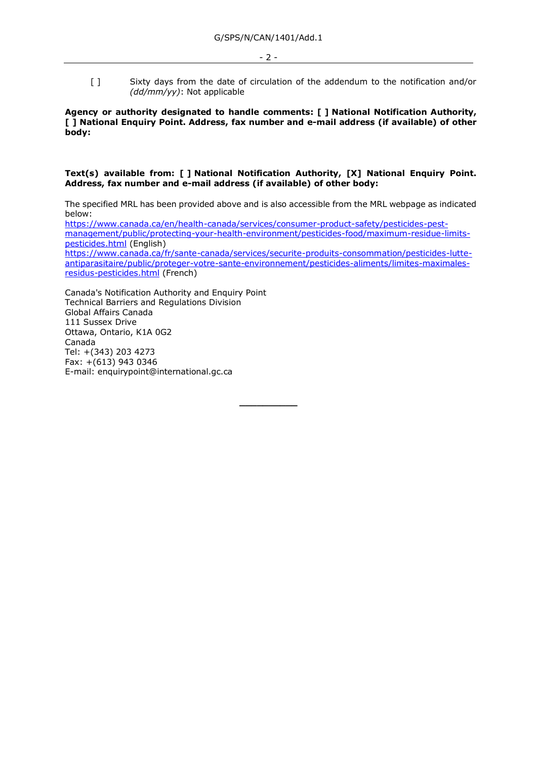[ ] Sixty days from the date of circulation of the addendum to the notification and/or *(dd/mm/yy)*: Not applicable

**Agency or authority designated to handle comments: [ ] National Notification Authority, [ ] National Enquiry Point. Address, fax number and e-mail address (if available) of other body:**

**Text(s) available from: [ ] National Notification Authority, [X] National Enquiry Point. Address, fax number and e-mail address (if available) of other body:**

The specified MRL has been provided above and is also accessible from the MRL webpage as indicated below:
https://www.canada.ca/en/health-canada/services/consumer-product-safety/pesticides-pest-management/public/protecting-your-health-environment/pesticides-food/maximum-residue-limits-pesticides.html (English)
https://www.canada.ca/fr/sante-canada/services/securite-produits-consommation/pesticides-lutte-antiparasitaire/public/proteger-votre-sante-environnement/pesticides-aliments/limites-maximales-residus-pesticides.html (French)

Canada's Notification Authority and Enquiry Point
Technical Barriers and Regulations Division
Global Affairs Canada
111 Sussex Drive
Ottawa, Ontario, K1A 0G2
Canada
Tel: +(343) 203 4273
Fax: +(613) 943 0346
E-mail: enquirypoint@international.gc.ca